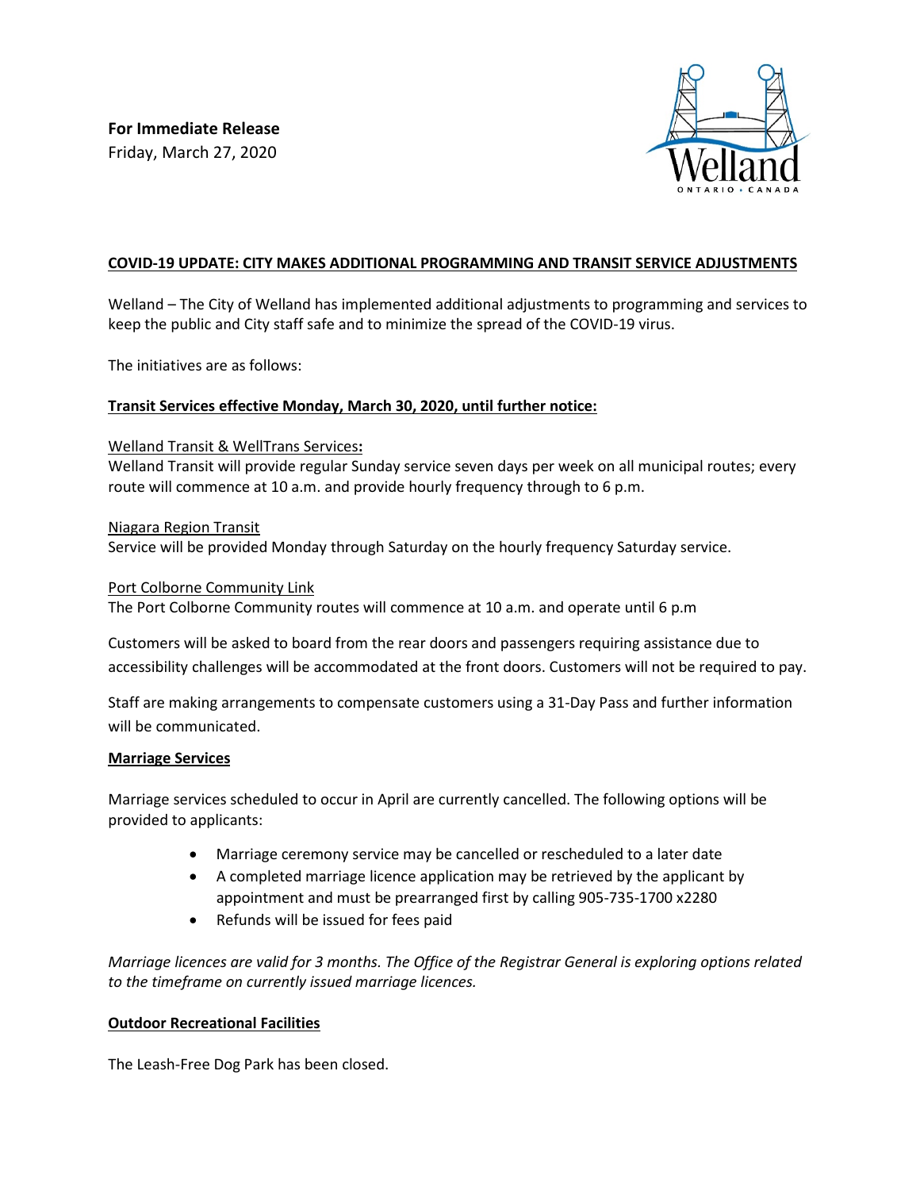**For Immediate Release**
Friday, March 27, 2020

## COVID-19 UPDATE: CITY MAKES ADDITIONAL PROGRAMMING AND TRANSIT SERVICE ADJUSTMENTS

Welland – The City of Welland has implemented additional adjustments to programming and services to keep the public and City staff safe and to minimize the spread of the COVID-19 virus.

The initiatives are as follows:

### Transit Services effective Monday, March 30, 2020, until further notice:

Welland Transit & WellTrans Services**:**
Welland Transit will provide regular Sunday service seven days per week on all municipal routes; every route will commence at 10 a.m. and provide hourly frequency through to 6 p.m.

Niagara Region Transit
Service will be provided Monday through Saturday on the hourly frequency Saturday service.

Port Colborne Community Link
The Port Colborne Community routes will commence at 10 a.m. and operate until 6 p.m

Customers will be asked to board from the rear doors and passengers requiring assistance due to accessibility challenges will be accommodated at the front doors. Customers will not be required to pay.

Staff are making arrangements to compensate customers using a 31-Day Pass and further information will be communicated.

### Marriage Services

Marriage services scheduled to occur in April are currently cancelled. The following options will be provided to applicants:

- Marriage ceremony service may be cancelled or rescheduled to a later date
- A completed marriage licence application may be retrieved by the applicant by appointment and must be prearranged first by calling 905-735-1700 x2280
- Refunds will be issued for fees paid

*Marriage licences are valid for 3 months. The Office of the Registrar General is exploring options related to the timeframe on currently issued marriage licences.*

### Outdoor Recreational Facilities

The Leash-Free Dog Park has been closed.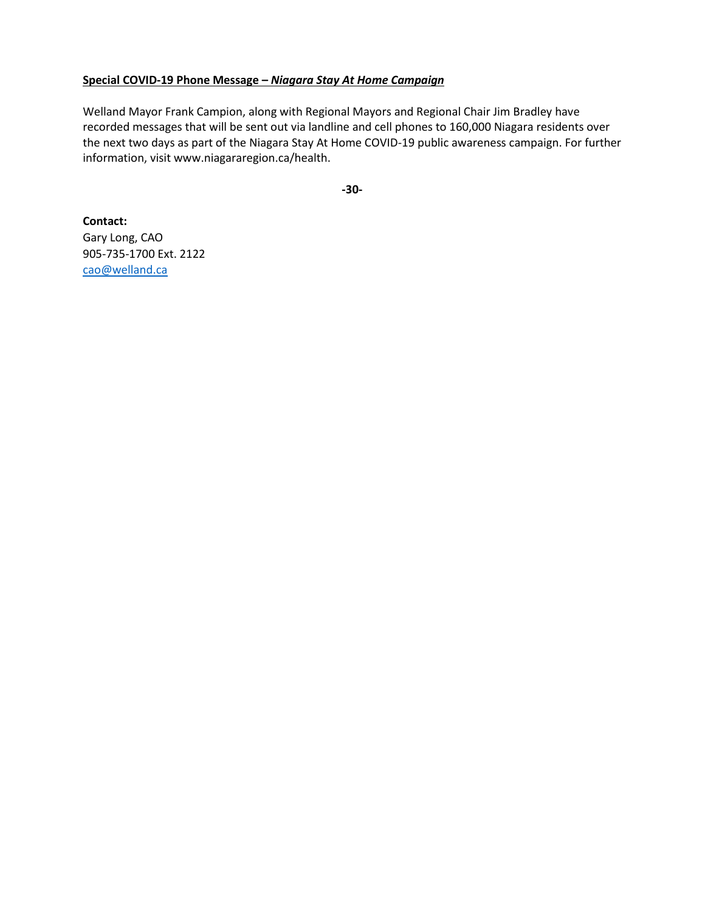**<u>Special COVID-19 Phone Message – *Niagara Stay At Home Campaign*</u>**

Welland Mayor Frank Campion, along with Regional Mayors and Regional Chair Jim Bradley have recorded messages that will be sent out via landline and cell phones to 160,000 Niagara residents over the next two days as part of the Niagara Stay At Home COVID-19 public awareness campaign. For further information, visit www.niagararegion.ca/health.

**-30-**

**Contact:**
Gary Long, CAO
905-735-1700 Ext. 2122
cao@welland.ca